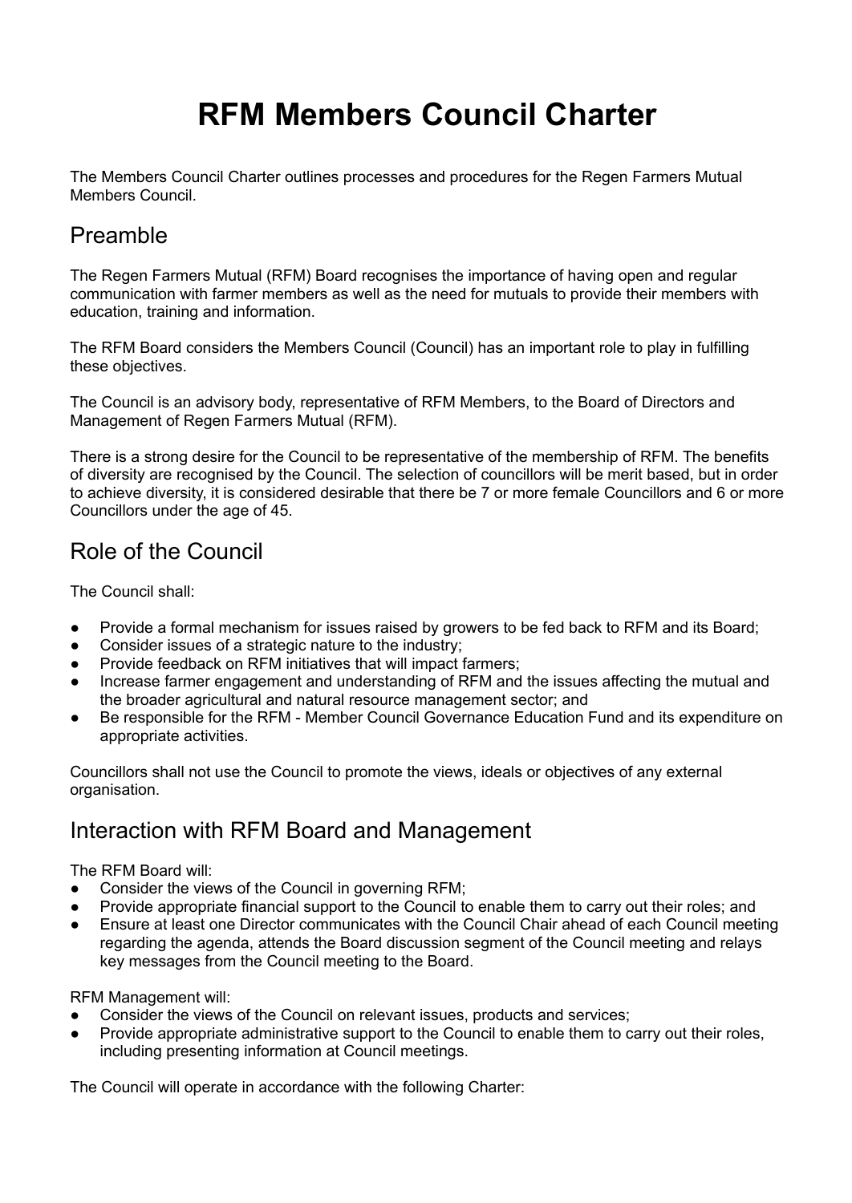# RFM Members Council Charter

The Members Council Charter outlines processes and procedures for the Regen Farmers Mutual Members Council.

## Preamble

The Regen Farmers Mutual (RFM) Board recognises the importance of having open and regular communication with farmer members as well as the need for mutuals to provide their members with education, training and information.

The RFM Board considers the Members Council (Council) has an important role to play in fulfilling these objectives.

The Council is an advisory body, representative of RFM Members, to the Board of Directors and Management of Regen Farmers Mutual (RFM).

There is a strong desire for the Council to be representative of the membership of RFM. The benefits of diversity are recognised by the Council. The selection of councillors will be merit based, but in order to achieve diversity, it is considered desirable that there be 7 or more female Councillors and 6 or more Councillors under the age of 45.

## Role of the Council

The Council shall:

- Provide a formal mechanism for issues raised by growers to be fed back to RFM and its Board;
- Consider issues of a strategic nature to the industry;
- Provide feedback on RFM initiatives that will impact farmers;
- Increase farmer engagement and understanding of RFM and the issues affecting the mutual and the broader agricultural and natural resource management sector; and
- Be responsible for the RFM - Member Council Governance Education Fund and its expenditure on appropriate activities.

Councillors shall not use the Council to promote the views, ideals or objectives of any external organisation.

## Interaction with RFM Board and Management

The RFM Board will:

- Consider the views of the Council in governing RFM;
- Provide appropriate financial support to the Council to enable them to carry out their roles; and
- Ensure at least one Director communicates with the Council Chair ahead of each Council meeting regarding the agenda, attends the Board discussion segment of the Council meeting and relays key messages from the Council meeting to the Board.

RFM Management will:

- Consider the views of the Council on relevant issues, products and services;
- Provide appropriate administrative support to the Council to enable them to carry out their roles, including presenting information at Council meetings.

The Council will operate in accordance with the following Charter: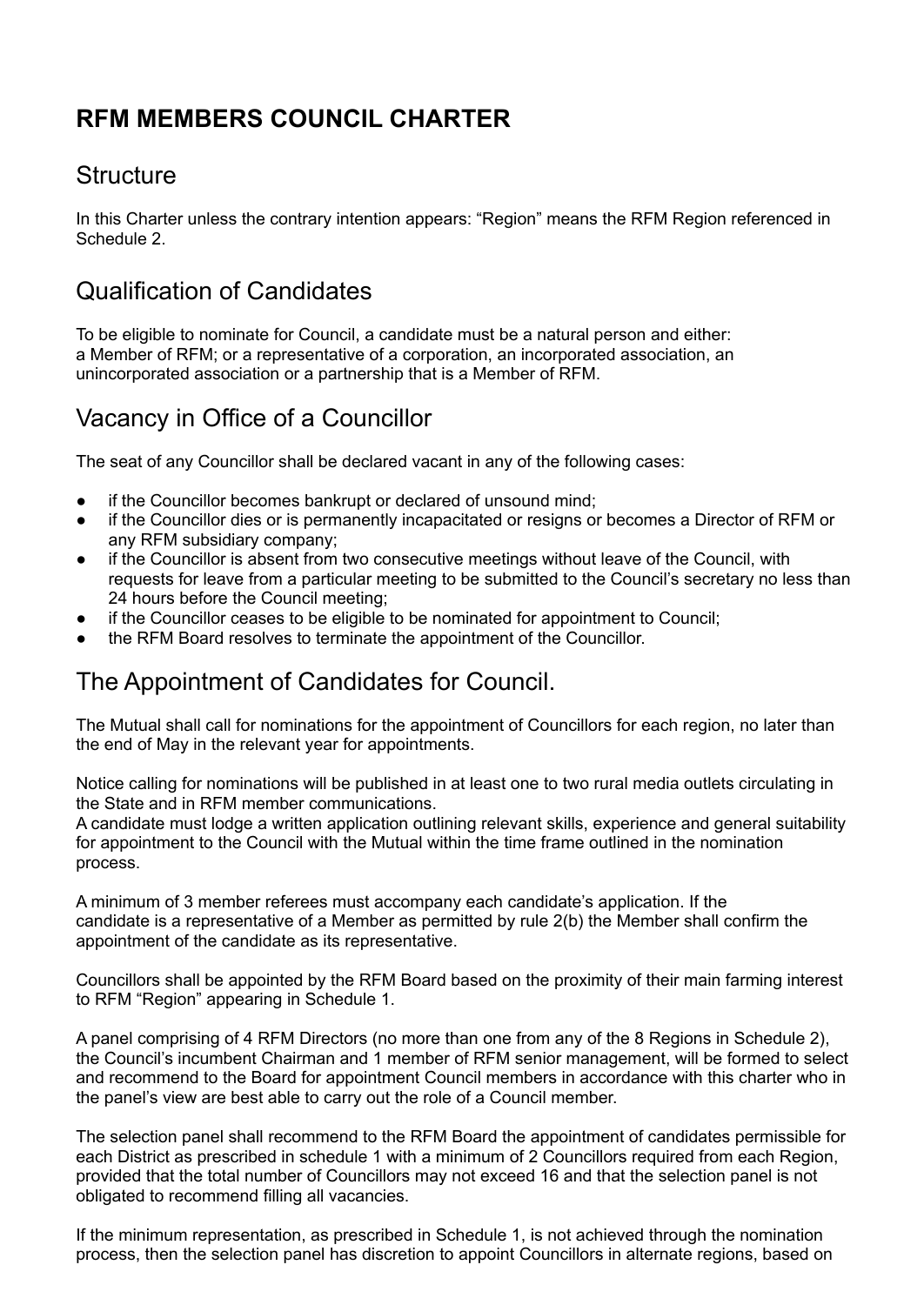# RFM MEMBERS COUNCIL CHARTER

## Structure

In this Charter unless the contrary intention appears: "Region" means the RFM Region referenced in Schedule 2.

## Qualification of Candidates

To be eligible to nominate for Council, a candidate must be a natural person and either: a Member of RFM; or a representative of a corporation, an incorporated association, an unincorporated association or a partnership that is a Member of RFM.

## Vacancy in Office of a Councillor

The seat of any Councillor shall be declared vacant in any of the following cases:

- if the Councillor becomes bankrupt or declared of unsound mind;
- if the Councillor dies or is permanently incapacitated or resigns or becomes a Director of RFM or any RFM subsidiary company;
- if the Councillor is absent from two consecutive meetings without leave of the Council, with requests for leave from a particular meeting to be submitted to the Council's secretary no less than 24 hours before the Council meeting;
- if the Councillor ceases to be eligible to be nominated for appointment to Council;
- the RFM Board resolves to terminate the appointment of the Councillor.

## The Appointment of Candidates for Council.

The Mutual shall call for nominations for the appointment of Councillors for each region, no later than the end of May in the relevant year for appointments.

Notice calling for nominations will be published in at least one to two rural media outlets circulating in the State and in RFM member communications.
A candidate must lodge a written application outlining relevant skills, experience and general suitability for appointment to the Council with the Mutual within the time frame outlined in the nomination process.

A minimum of 3 member referees must accompany each candidate's application. If the candidate is a representative of a Member as permitted by rule 2(b) the Member shall confirm the appointment of the candidate as its representative.

Councillors shall be appointed by the RFM Board based on the proximity of their main farming interest to RFM "Region" appearing in Schedule 1.

A panel comprising of 4 RFM Directors (no more than one from any of the 8 Regions in Schedule 2), the Council's incumbent Chairman and 1 member of RFM senior management, will be formed to select and recommend to the Board for appointment Council members in accordance with this charter who in the panel's view are best able to carry out the role of a Council member.

The selection panel shall recommend to the RFM Board the appointment of candidates permissible for each District as prescribed in schedule 1 with a minimum of 2 Councillors required from each Region, provided that the total number of Councillors may not exceed 16 and that the selection panel is not obligated to recommend filling all vacancies.

If the minimum representation, as prescribed in Schedule 1, is not achieved through the nomination process, then the selection panel has discretion to appoint Councillors in alternate regions, based on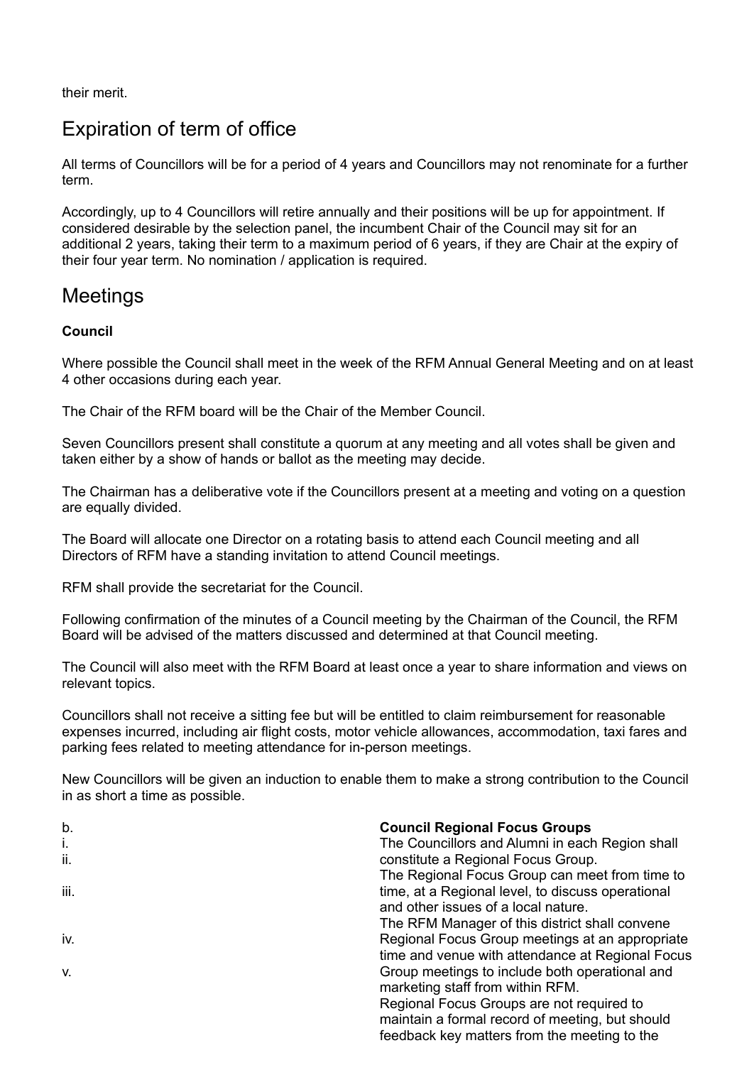their merit.

## Expiration of term of office

All terms of Councillors will be for a period of 4 years and Councillors may not renominate for a further term.

Accordingly, up to 4 Councillors will retire annually and their positions will be up for appointment. If considered desirable by the selection panel, the incumbent Chair of the Council may sit for an additional 2 years, taking their term to a maximum period of 6 years, if they are Chair at the expiry of their four year term. No nomination / application is required.

## Meetings

**Council**

Where possible the Council shall meet in the week of the RFM Annual General Meeting and on at least 4 other occasions during each year.

The Chair of the RFM board will be the Chair of the Member Council.

Seven Councillors present shall constitute a quorum at any meeting and all votes shall be given and taken either by a show of hands or ballot as the meeting may decide.

The Chairman has a deliberative vote if the Councillors present at a meeting and voting on a question are equally divided.

The Board will allocate one Director on a rotating basis to attend each Council meeting and all Directors of RFM have a standing invitation to attend Council meetings.

RFM shall provide the secretariat for the Council.

Following confirmation of the minutes of a Council meeting by the Chairman of the Council, the RFM Board will be advised of the matters discussed and determined at that Council meeting.

The Council will also meet with the RFM Board at least once a year to share information and views on relevant topics.

Councillors shall not receive a sitting fee but will be entitled to claim reimbursement for reasonable expenses incurred, including air flight costs, motor vehicle allowances, accommodation, taxi fares and parking fees related to meeting attendance for in-person meetings.

New Councillors will be given an induction to enable them to make a strong contribution to the Council in as short a time as possible.

b. **Council Regional Focus Groups**

i. The Councillors and Alumni in each Region shall constitute a Regional Focus Group.

ii. The Regional Focus Group can meet from time to time, at a Regional level, to discuss operational and other issues of a local nature.

iii. The RFM Manager of this district shall convene Regional Focus Group meetings at an appropriate time and venue with attendance at Regional Focus Group meetings to include both operational and marketing staff from within RFM.

iv. Regional Focus Groups are not required to maintain a formal record of meeting, but should feedback key matters from the meeting to the

v.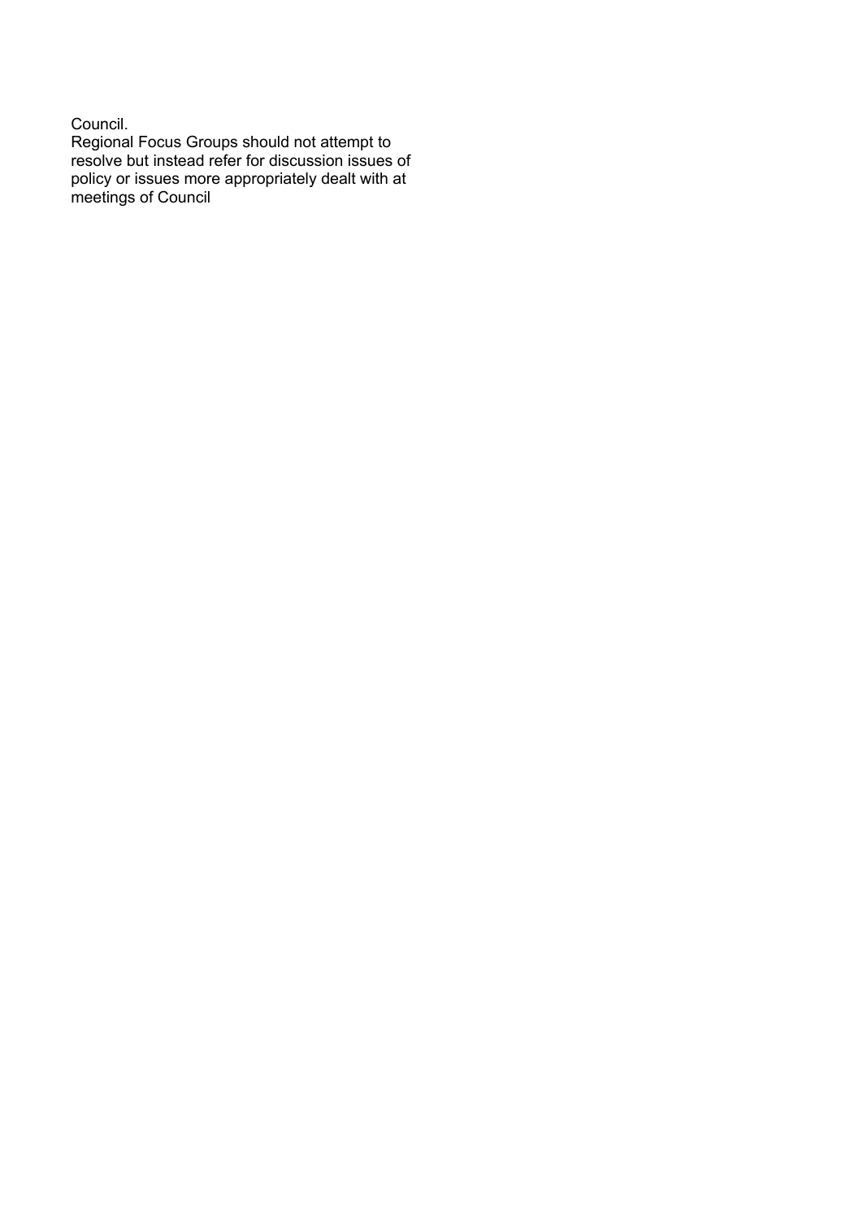Council.

Regional Focus Groups should not attempt to resolve but instead refer for discussion issues of policy or issues more appropriately dealt with at meetings of Council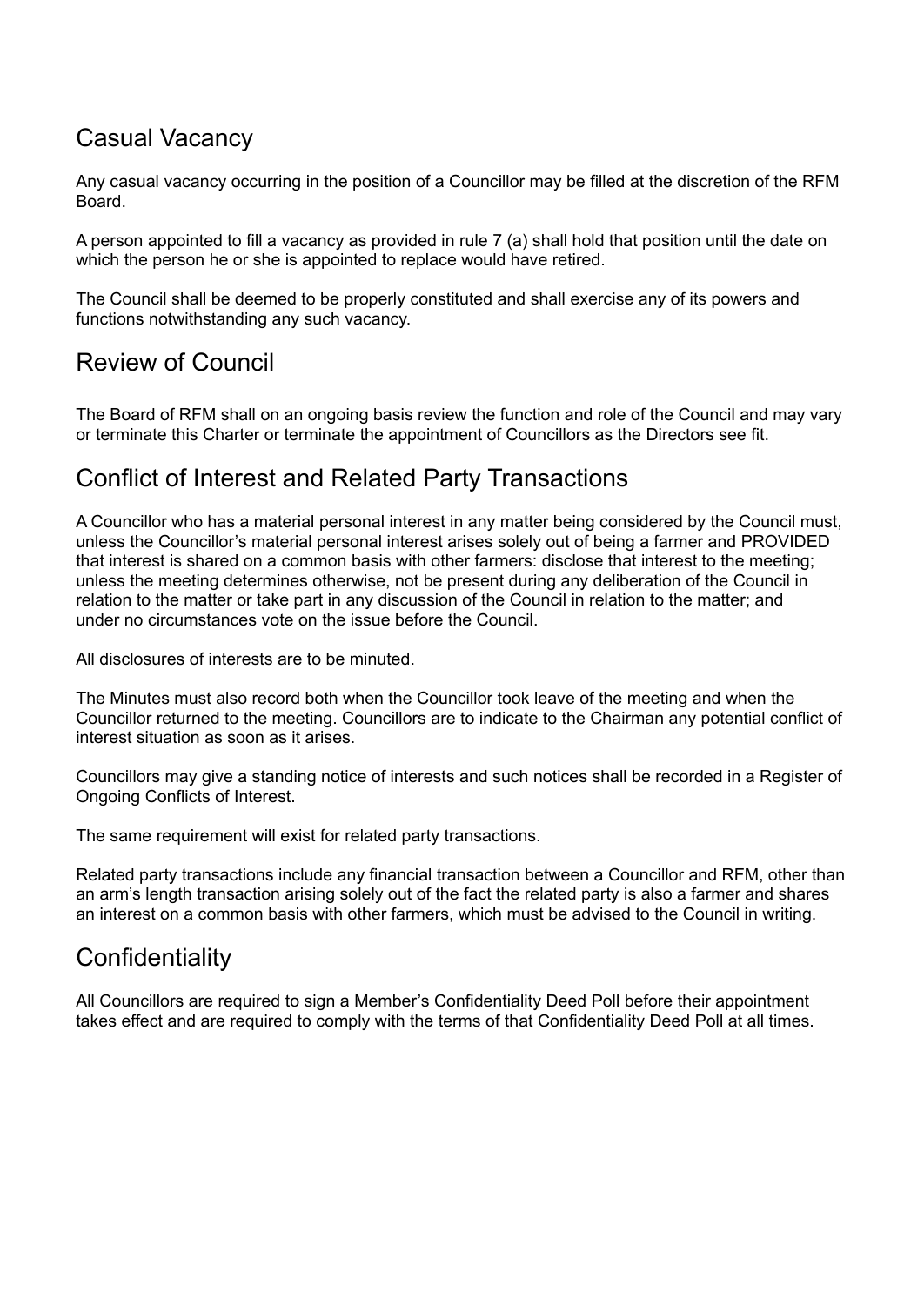## Casual Vacancy

Any casual vacancy occurring in the position of a Councillor may be filled at the discretion of the RFM Board.

A person appointed to fill a vacancy as provided in rule 7 (a) shall hold that position until the date on which the person he or she is appointed to replace would have retired.

The Council shall be deemed to be properly constituted and shall exercise any of its powers and functions notwithstanding any such vacancy.

## Review of Council

The Board of RFM shall on an ongoing basis review the function and role of the Council and may vary or terminate this Charter or terminate the appointment of Councillors as the Directors see fit.

## Conflict of Interest and Related Party Transactions

A Councillor who has a material personal interest in any matter being considered by the Council must, unless the Councillor's material personal interest arises solely out of being a farmer and PROVIDED that interest is shared on a common basis with other farmers: disclose that interest to the meeting; unless the meeting determines otherwise, not be present during any deliberation of the Council in relation to the matter or take part in any discussion of the Council in relation to the matter; and under no circumstances vote on the issue before the Council.

All disclosures of interests are to be minuted.

The Minutes must also record both when the Councillor took leave of the meeting and when the Councillor returned to the meeting. Councillors are to indicate to the Chairman any potential conflict of interest situation as soon as it arises.

Councillors may give a standing notice of interests and such notices shall be recorded in a Register of Ongoing Conflicts of Interest.

The same requirement will exist for related party transactions.

Related party transactions include any financial transaction between a Councillor and RFM, other than an arm's length transaction arising solely out of the fact the related party is also a farmer and shares an interest on a common basis with other farmers, which must be advised to the Council in writing.

## Confidentiality

All Councillors are required to sign a Member's Confidentiality Deed Poll before their appointment takes effect and are required to comply with the terms of that Confidentiality Deed Poll at all times.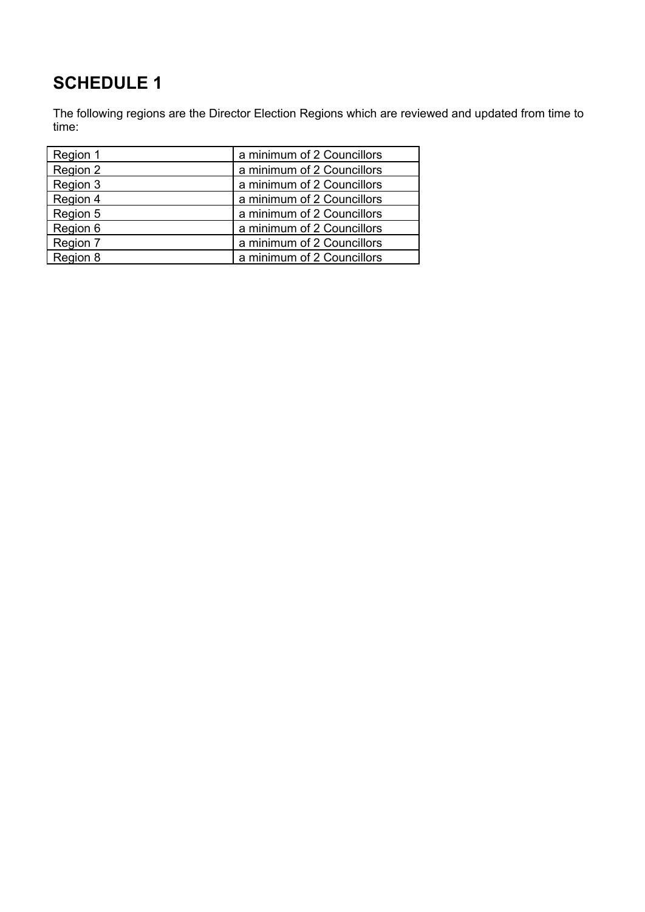# SCHEDULE 1

The following regions are the Director Election Regions which are reviewed and updated from time to time:

| | |
|---|---|
| Region 1 | a minimum of 2 Councillors |
| Region 2 | a minimum of 2 Councillors |
| Region 3 | a minimum of 2 Councillors |
| Region 4 | a minimum of 2 Councillors |
| Region 5 | a minimum of 2 Councillors |
| Region 6 | a minimum of 2 Councillors |
| Region 7 | a minimum of 2 Councillors |
| Region 8 | a minimum of 2 Councillors |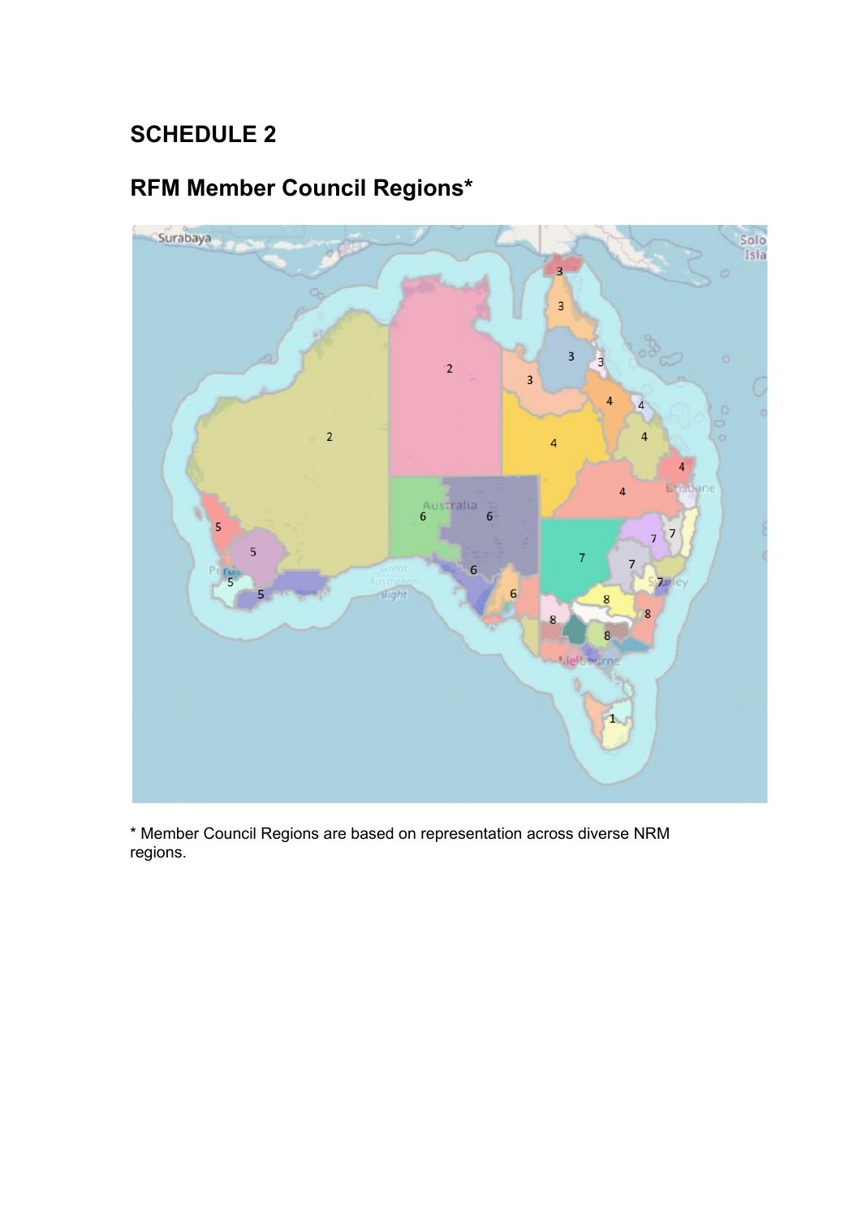# SCHEDULE 2

## RFM Member Council Regions*

Surabaya

Solo Isla

Australia

Great Australian Bight

Brisbane

Perth

Sydney

Melbourne

3
3
3
3
3
2
2
4
4
4
4
4
4
5
5
5
5
6
6
6
6
7
7
7
7
8
8
8
1

* Member Council Regions are based on representation across diverse NRM regions.